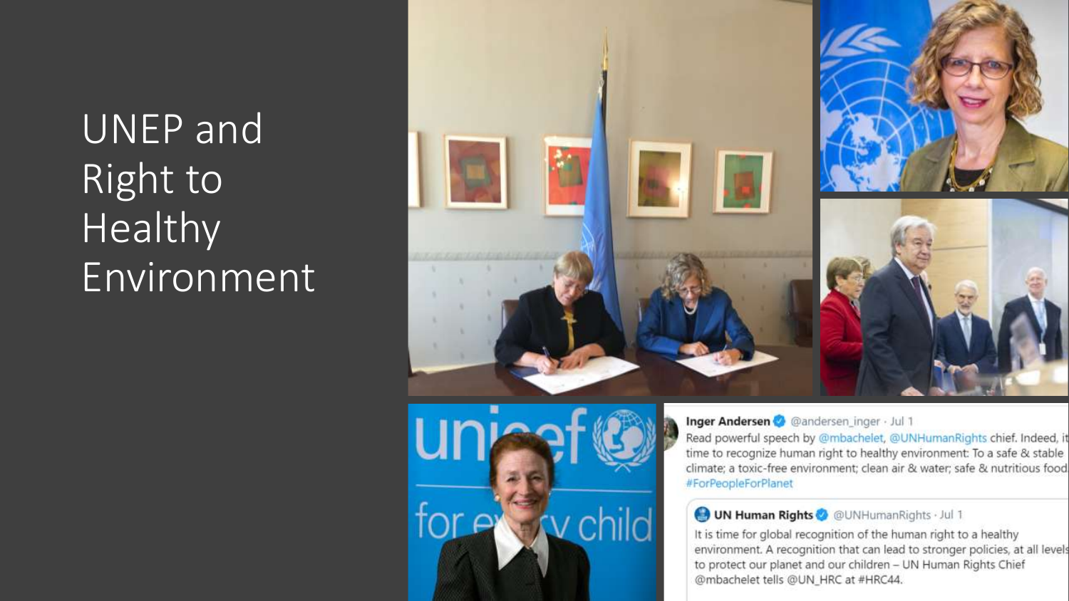# UNEP and Right to Healthy Environment

**Inger Andersen** @andersen_inger · Jul 1

Read powerful speech by @mbachelet, @UNHumanRights chief. Indeed, it time to recognize human right to healthy environment: To a safe & stable climate; a toxic-free environment; clean air & water; safe & nutritious food #ForPeopleForPlanet

> **UN Human Rights** @UNHumanRights · Jul 1
>
> It is time for global recognition of the human right to a healthy environment. A recognition that can lead to stronger policies, at all levels to protect our planet and our children – UN Human Rights Chief @mbachelet tells @UN_HRC at #HRC44.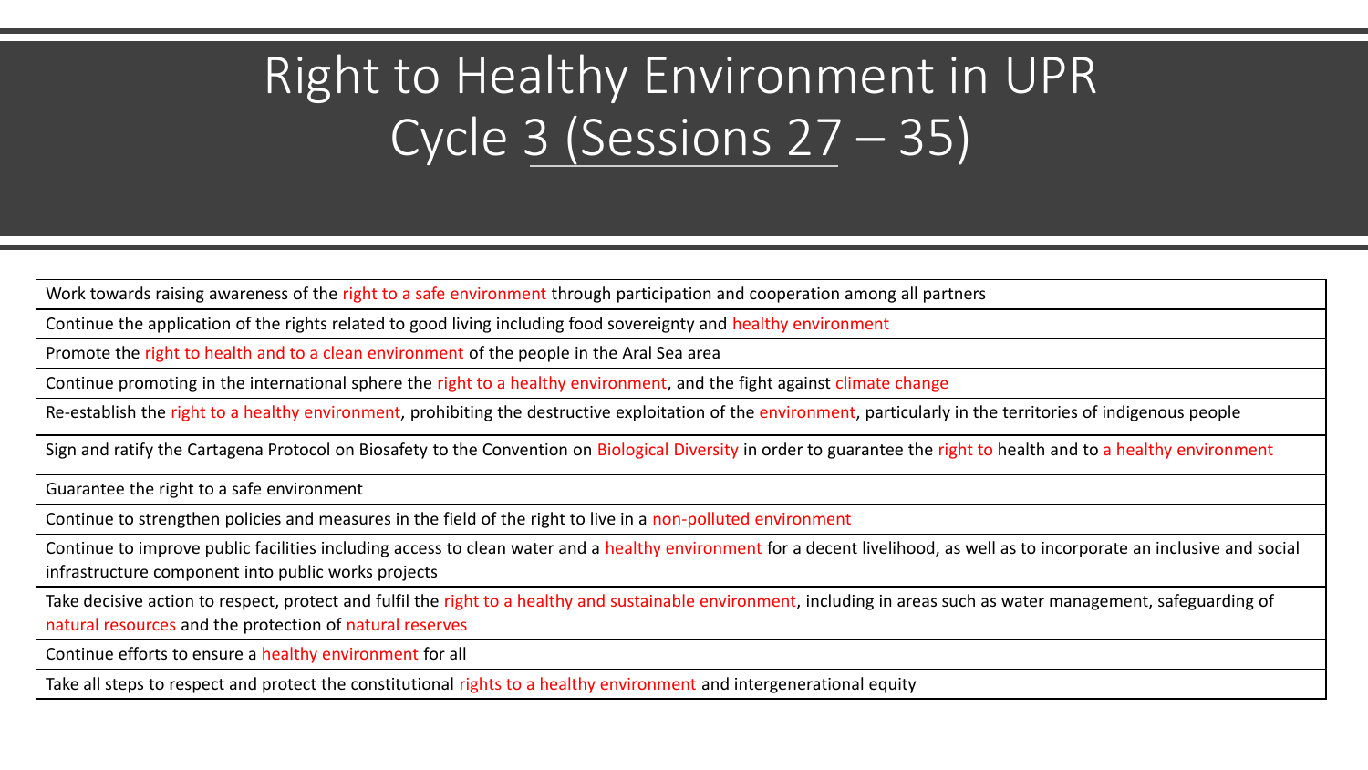# Right to Healthy Environment in UPR Cycle 3 (Sessions 27 – 35)

| |
|---|
| Work towards raising awareness of the right to a safe environment through participation and cooperation among all partners |
| Continue the application of the rights related to good living including food sovereignty and healthy environment |
| Promote the right to health and to a clean environment of the people in the Aral Sea area |
| Continue promoting in the international sphere the right to a healthy environment, and the fight against climate change |
| Re-establish the right to a healthy environment, prohibiting the destructive exploitation of the environment, particularly in the territories of indigenous people |
| Sign and ratify the Cartagena Protocol on Biosafety to the Convention on Biological Diversity in order to guarantee the right to health and to a healthy environment |
| Guarantee the right to a safe environment |
| Continue to strengthen policies and measures in the field of the right to live in a non-polluted environment |
| Continue to improve public facilities including access to clean water and a healthy environment for a decent livelihood, as well as to incorporate an inclusive and social infrastructure component into public works projects |
| Take decisive action to respect, protect and fulfil the right to a healthy and sustainable environment, including in areas such as water management, safeguarding of natural resources and the protection of natural reserves |
| Continue efforts to ensure a healthy environment for all |
| Take all steps to respect and protect the constitutional rights to a healthy environment and intergenerational equity |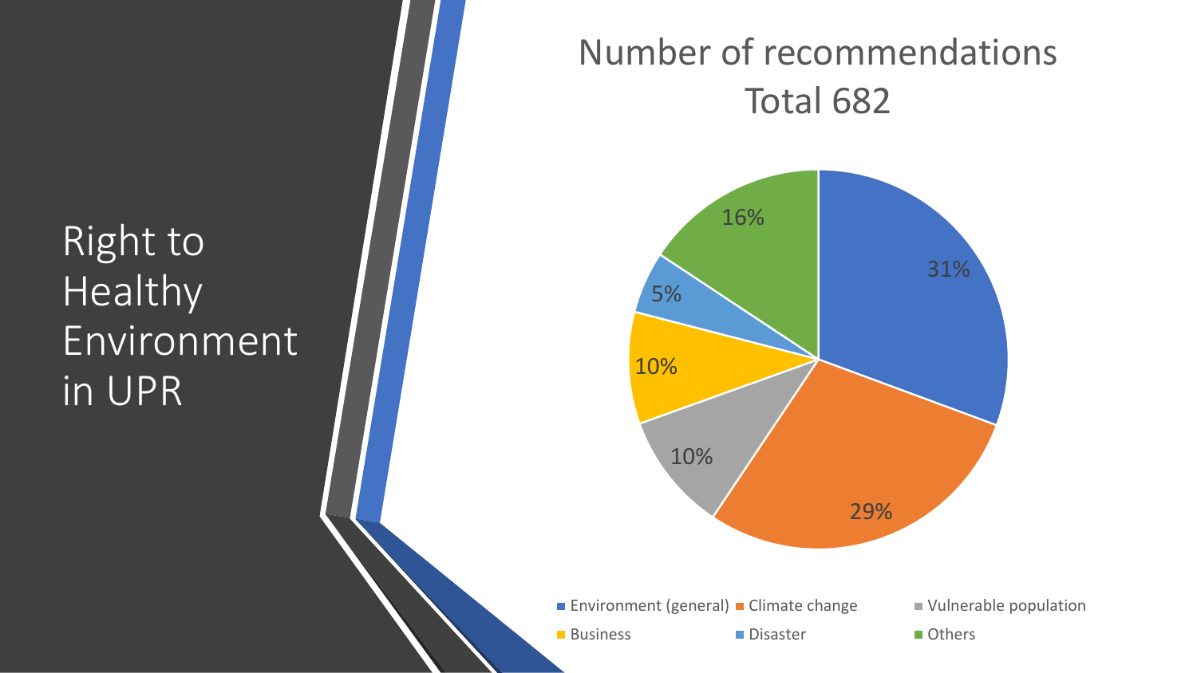# Right to Healthy Environment in UPR

## Number of recommendations Total 682

31%

29%

10%

10%

5%

16%

Environment (general)
Climate change
Vulnerable population
Business
Disaster
Others